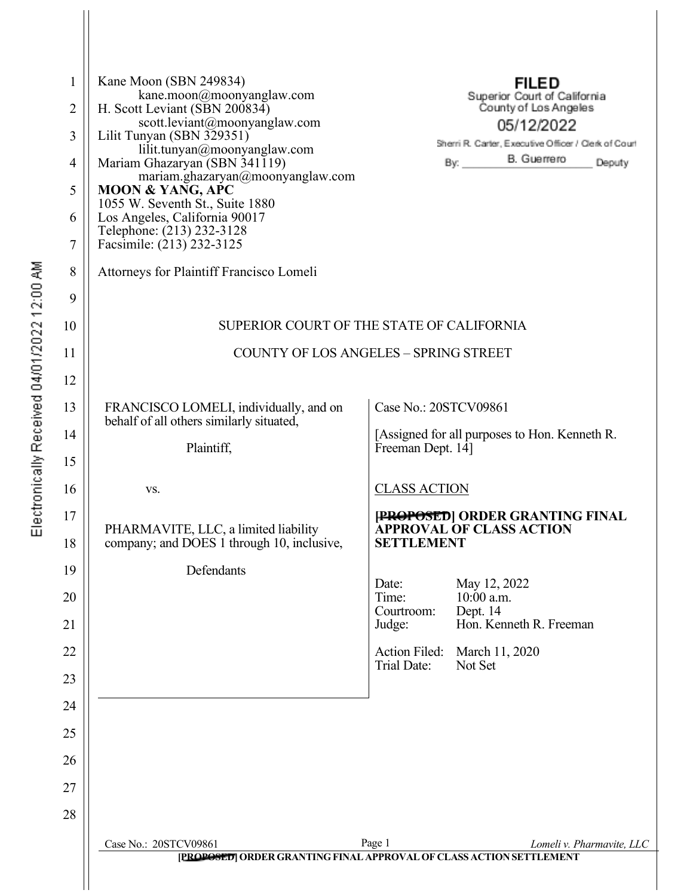Kane Moon (SBN 249834)
kane.moon@moonyanglaw.com
H. Scott Leviant (SBN 200834)
scott.leviant@moonyanglaw.com
Lilit Tunyan (SBN 329351)
lilit.tunyan@moonyanglaw.com
Mariam Ghazaryan (SBN 341119)
mariam.ghazaryan@moonyanglaw.com
**MOON & YANG, APC**
1055 W. Seventh St., Suite 1880
Los Angeles, California 90017
Telephone: (213) 232-3128
Facsimile: (213) 232-3125

Attorneys for Plaintiff Francisco Lomeli

FILED
Superior Court of California
County of Los Angeles
05/12/2022
Sherri R. Carter, Executive Officer / Clerk of Court
By: B. Guerrero Deputy

Electronically Received 04/01/2022 12:00 AM

SUPERIOR COURT OF THE STATE OF CALIFORNIA

COUNTY OF LOS ANGELES – SPRING STREET

FRANCISCO LOMELI, individually, and on behalf of all others similarly situated,

Plaintiff,

vs.

PHARMAVITE, LLC, a limited liability company; and DOES 1 through 10, inclusive,

Defendants

Case No.: 20STCV09861

[Assigned for all purposes to Hon. Kenneth R. Freeman Dept. 14]

CLASS ACTION

**[~~PROPOSED~~] ORDER GRANTING FINAL APPROVAL OF CLASS ACTION SETTLEMENT**

Date: May 12, 2022
Time: 10:00 a.m.
Courtroom: Dept. 14
Judge: Hon. Kenneth R. Freeman

Action Filed: March 11, 2020
Trial Date: Not Set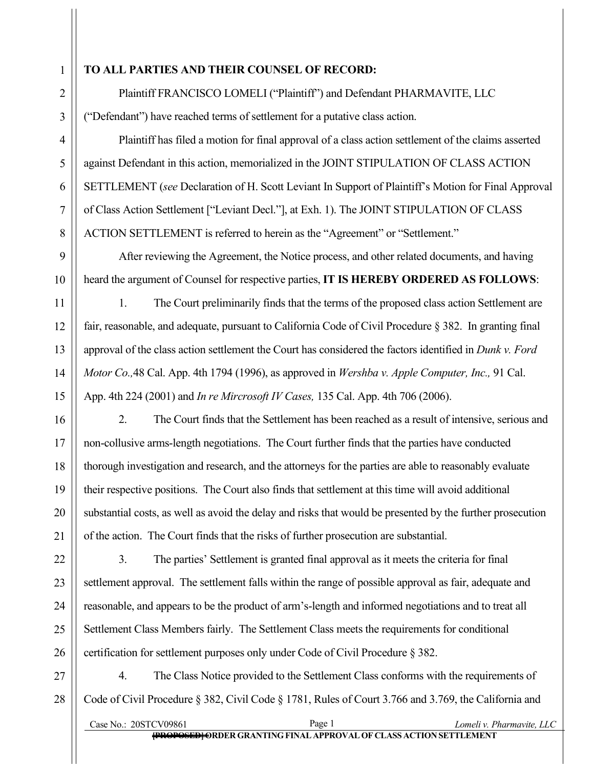**TO ALL PARTIES AND THEIR COUNSEL OF RECORD:**

Plaintiff FRANCISCO LOMELI ("Plaintiff") and Defendant PHARMAVITE, LLC ("Defendant") have reached terms of settlement for a putative class action.

Plaintiff has filed a motion for final approval of a class action settlement of the claims asserted against Defendant in this action, memorialized in the JOINT STIPULATION OF CLASS ACTION SETTLEMENT (*see* Declaration of H. Scott Leviant In Support of Plaintiff's Motion for Final Approval of Class Action Settlement ["Leviant Decl."], at Exh. 1). The JOINT STIPULATION OF CLASS ACTION SETTLEMENT is referred to herein as the "Agreement" or "Settlement."

After reviewing the Agreement, the Notice process, and other related documents, and having heard the argument of Counsel for respective parties, **IT IS HEREBY ORDERED AS FOLLOWS**:

1. The Court preliminarily finds that the terms of the proposed class action Settlement are fair, reasonable, and adequate, pursuant to California Code of Civil Procedure § 382. In granting final approval of the class action settlement the Court has considered the factors identified in *Dunk v. Ford Motor Co.,*48 Cal. App. 4th 1794 (1996), as approved in *Wershba v. Apple Computer, Inc.,* 91 Cal. App. 4th 224 (2001) and *In re Mircrosoft IV Cases,* 135 Cal. App. 4th 706 (2006).

2. The Court finds that the Settlement has been reached as a result of intensive, serious and non-collusive arms-length negotiations. The Court further finds that the parties have conducted thorough investigation and research, and the attorneys for the parties are able to reasonably evaluate their respective positions. The Court also finds that settlement at this time will avoid additional substantial costs, as well as avoid the delay and risks that would be presented by the further prosecution of the action. The Court finds that the risks of further prosecution are substantial.

3. The parties' Settlement is granted final approval as it meets the criteria for final settlement approval. The settlement falls within the range of possible approval as fair, adequate and reasonable, and appears to be the product of arm's-length and informed negotiations and to treat all Settlement Class Members fairly. The Settlement Class meets the requirements for conditional certification for settlement purposes only under Code of Civil Procedure § 382.

4. The Class Notice provided to the Settlement Class conforms with the requirements of Code of Civil Procedure § 382, Civil Code § 1781, Rules of Court 3.766 and 3.769, the California and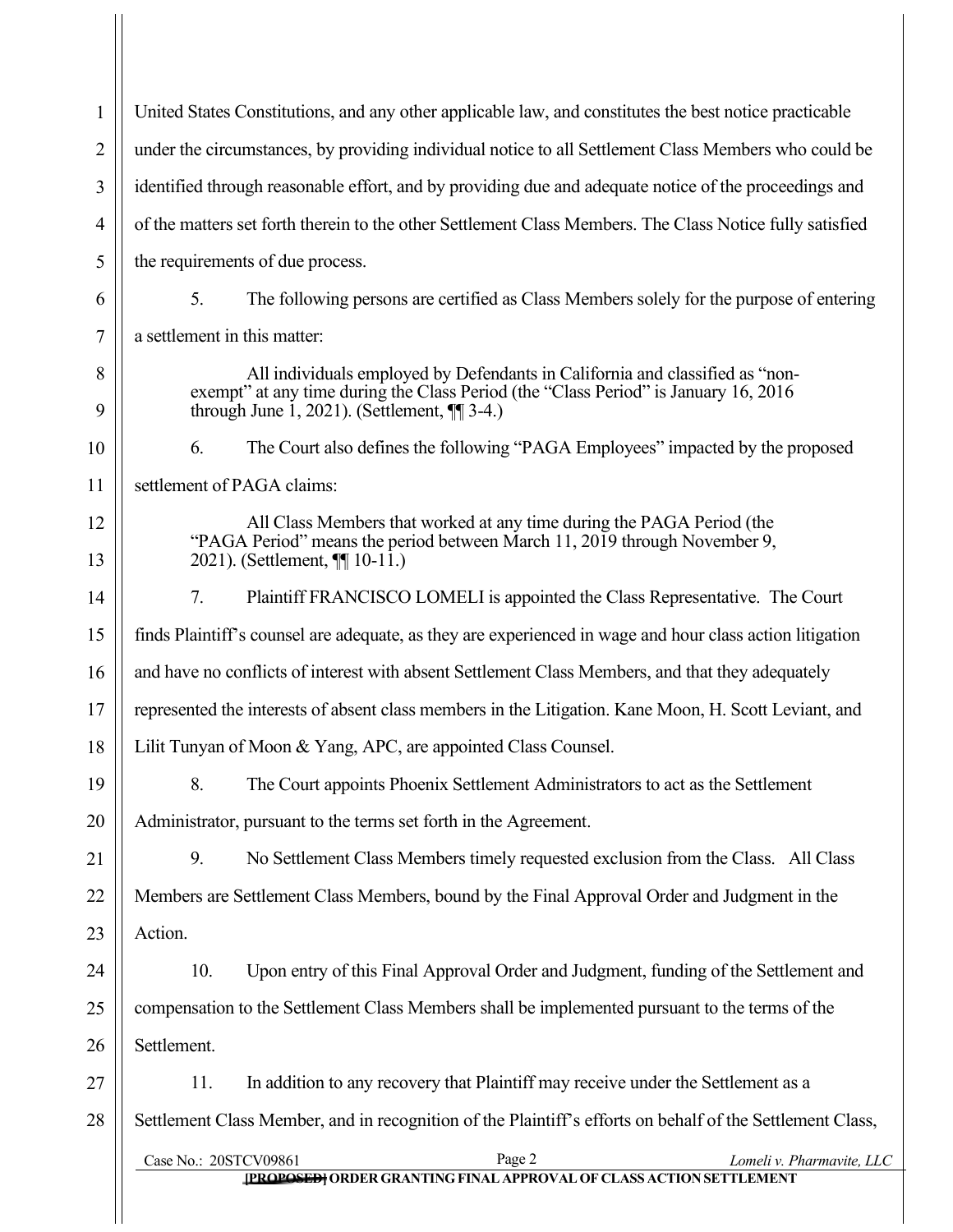United States Constitutions, and any other applicable law, and constitutes the best notice practicable under the circumstances, by providing individual notice to all Settlement Class Members who could be identified through reasonable effort, and by providing due and adequate notice of the proceedings and of the matters set forth therein to the other Settlement Class Members. The Class Notice fully satisfied the requirements of due process.

5. The following persons are certified as Class Members solely for the purpose of entering a settlement in this matter:

> All individuals employed by Defendants in California and classified as "non-exempt" at any time during the Class Period (the "Class Period" is January 16, 2016 through June 1, 2021). (Settlement, ¶¶ 3-4.)

6. The Court also defines the following "PAGA Employees" impacted by the proposed settlement of PAGA claims:

> All Class Members that worked at any time during the PAGA Period (the "PAGA Period" means the period between March 11, 2019 through November 9, 2021). (Settlement, ¶¶ 10-11.)

7. Plaintiff FRANCISCO LOMELI is appointed the Class Representative. The Court finds Plaintiff's counsel are adequate, as they are experienced in wage and hour class action litigation and have no conflicts of interest with absent Settlement Class Members, and that they adequately represented the interests of absent class members in the Litigation. Kane Moon, H. Scott Leviant, and Lilit Tunyan of Moon & Yang, APC, are appointed Class Counsel.

8. The Court appoints Phoenix Settlement Administrators to act as the Settlement Administrator, pursuant to the terms set forth in the Agreement.

9. No Settlement Class Members timely requested exclusion from the Class. All Class Members are Settlement Class Members, bound by the Final Approval Order and Judgment in the Action.

10. Upon entry of this Final Approval Order and Judgment, funding of the Settlement and compensation to the Settlement Class Members shall be implemented pursuant to the terms of the Settlement.

11. In addition to any recovery that Plaintiff may receive under the Settlement as a Settlement Class Member, and in recognition of the Plaintiff's efforts on behalf of the Settlement Class,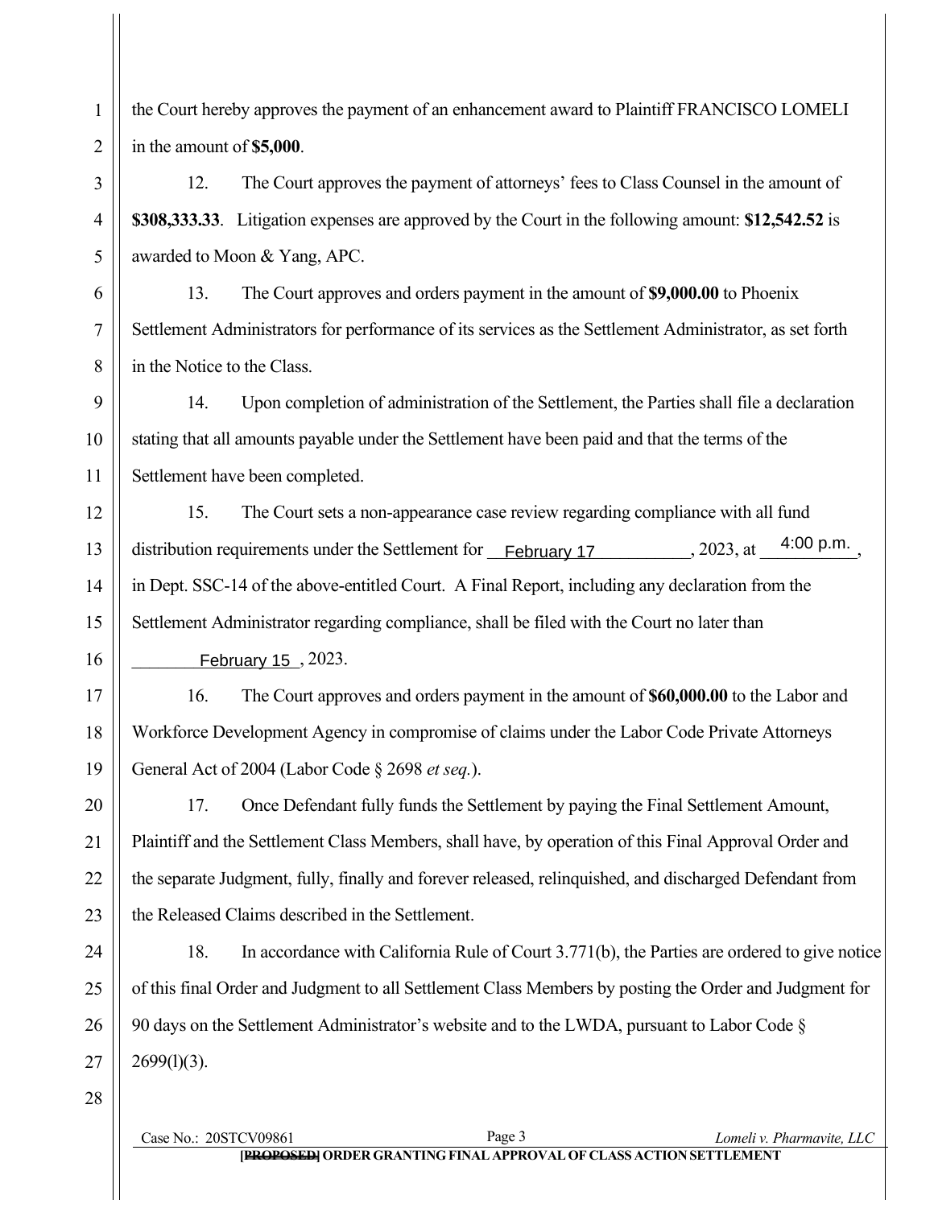the Court hereby approves the payment of an enhancement award to Plaintiff FRANCISCO LOMELI in the amount of **$5,000**.

12. The Court approves the payment of attorneys' fees to Class Counsel in the amount of **$308,333.33**. Litigation expenses are approved by the Court in the following amount: **$12,542.52** is awarded to Moon & Yang, APC.

13. The Court approves and orders payment in the amount of **$9,000.00** to Phoenix Settlement Administrators for performance of its services as the Settlement Administrator, as set forth in the Notice to the Class.

14. Upon completion of administration of the Settlement, the Parties shall file a declaration stating that all amounts payable under the Settlement have been paid and that the terms of the Settlement have been completed.

15. The Court sets a non-appearance case review regarding compliance with all fund distribution requirements under the Settlement for February 17, 2023, at 4:00 p.m., in Dept. SSC-14 of the above-entitled Court. A Final Report, including any declaration from the Settlement Administrator regarding compliance, shall be filed with the Court no later than February 15, 2023.

16. The Court approves and orders payment in the amount of **$60,000.00** to the Labor and Workforce Development Agency in compromise of claims under the Labor Code Private Attorneys General Act of 2004 (Labor Code § 2698 *et seq.*).

17. Once Defendant fully funds the Settlement by paying the Final Settlement Amount, Plaintiff and the Settlement Class Members, shall have, by operation of this Final Approval Order and the separate Judgment, fully, finally and forever released, relinquished, and discharged Defendant from the Released Claims described in the Settlement.

18. In accordance with California Rule of Court 3.771(b), the Parties are ordered to give notice of this final Order and Judgment to all Settlement Class Members by posting the Order and Judgment for 90 days on the Settlement Administrator's website and to the LWDA, pursuant to Labor Code § 2699(l)(3).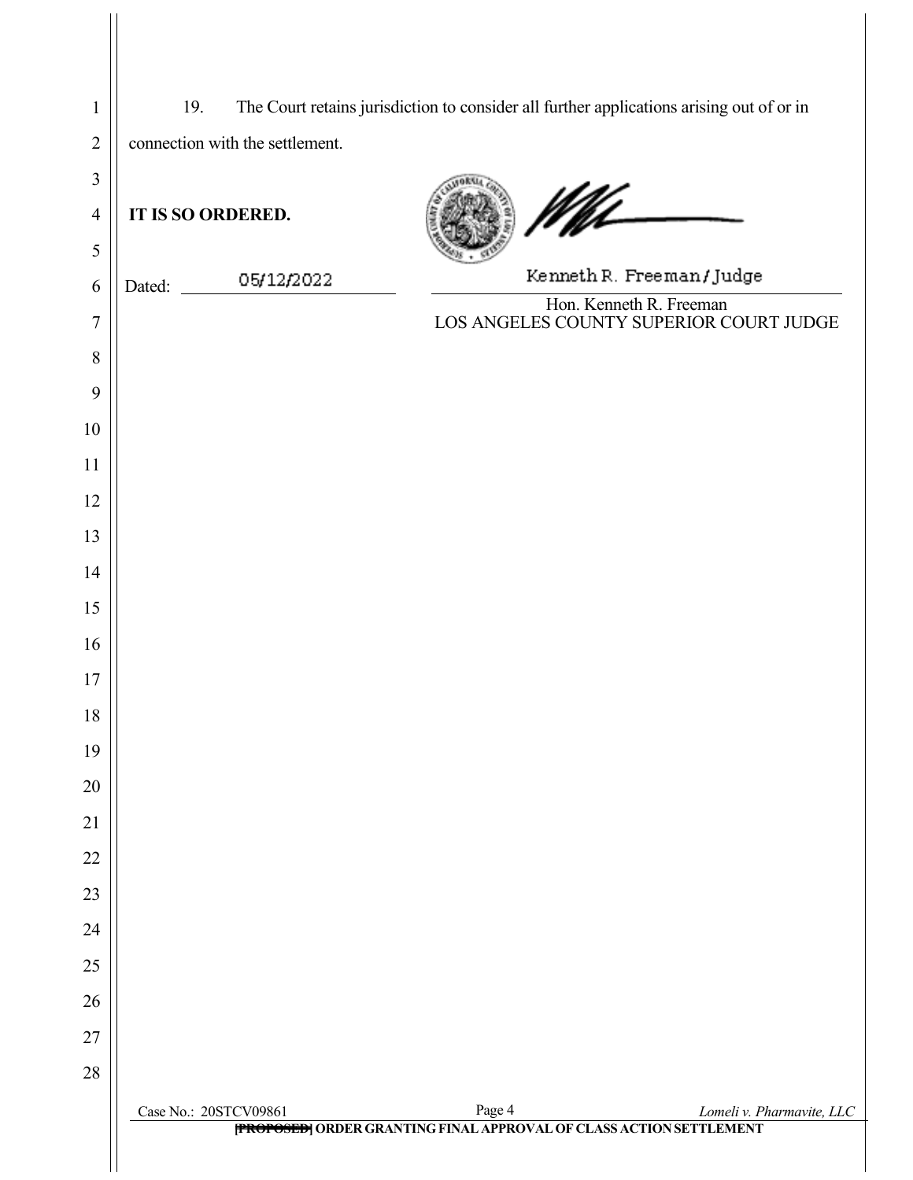19. The Court retains jurisdiction to consider all further applications arising out of or in connection with the settlement.

**IT IS SO ORDERED.**

Dated: 05/12/2022

Kenneth R. Freeman / Judge

Hon. Kenneth R. Freeman
LOS ANGELES COUNTY SUPERIOR COURT JUDGE

Case No.: 20STCV09861 | *Lomeli v. Pharmavite, LLC*

~~[PROPOSED]~~ **ORDER GRANTING FINAL APPROVAL OF CLASS ACTION SETTLEMENT**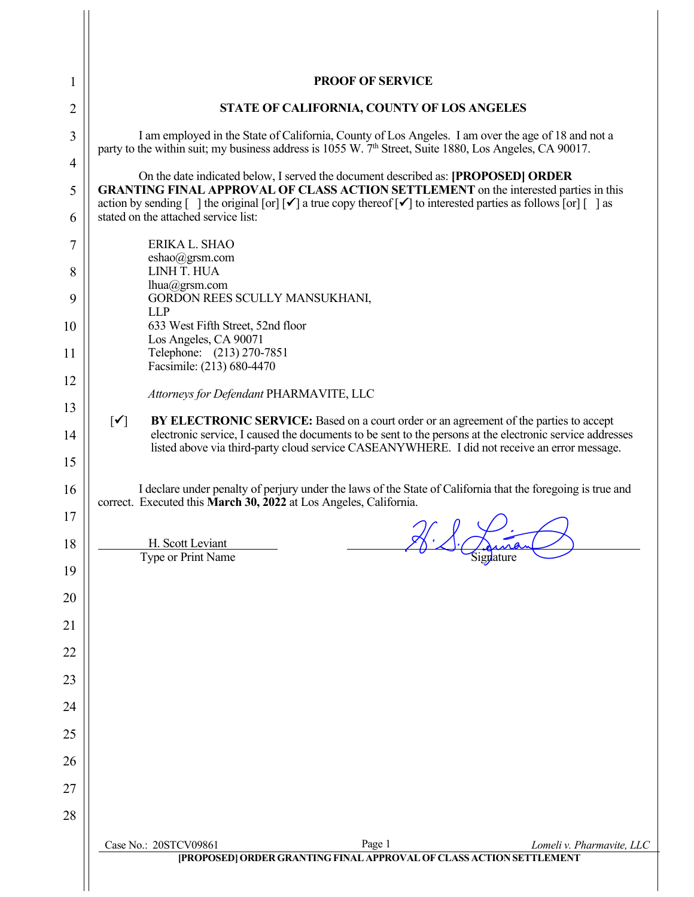# PROOF OF SERVICE

## STATE OF CALIFORNIA, COUNTY OF LOS ANGELES

I am employed in the State of California, County of Los Angeles. I am over the age of 18 and not a party to the within suit; my business address is 1055 W. 7th Street, Suite 1880, Los Angeles, CA 90017.

On the date indicated below, I served the document described as: **[PROPOSED] ORDER GRANTING FINAL APPROVAL OF CLASS ACTION SETTLEMENT** on the interested parties in this action by sending [ ] the original [or] [✔] a true copy thereof [✔] to interested parties as follows [or] [ ] as stated on the attached service list:

ERIKA L. SHAO
eshao@grsm.com
LINH T. HUA
lhua@grsm.com
GORDON REES SCULLY MANSUKHANI, LLP
633 West Fifth Street, 52nd floor
Los Angeles, CA 90071
Telephone: (213) 270-7851
Facsimile: (213) 680-4470

*Attorneys for Defendant* PHARMAVITE, LLC

[✔] **BY ELECTRONIC SERVICE:** Based on a court order or an agreement of the parties to accept electronic service, I caused the documents to be sent to the persons at the electronic service addresses listed above via third-party cloud service CASEANYWHERE. I did not receive an error message.

I declare under penalty of perjury under the laws of the State of California that the foregoing is true and correct. Executed this **March 30, 2022** at Los Angeles, California.

H. Scott Leviant
Type or Print Name

Signature